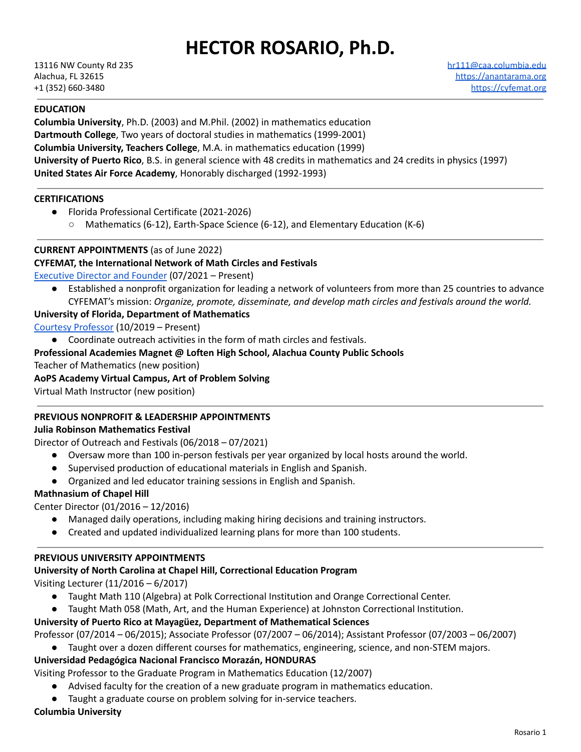# HECTOR ROSARIO, Ph.D.

13116 NW County Rd 235
Alachua, FL 32615
+1 (352) 660-3480

hr111@caa.columbia.edu
https://anantarama.org
https://cyfemat.org

## EDUCATION

**Columbia University**, Ph.D. (2003) and M.Phil. (2002) in mathematics education
**Dartmouth College**, Two years of doctoral studies in mathematics (1999-2001)
**Columbia University, Teachers College**, M.A. in mathematics education (1999)
**University of Puerto Rico**, B.S. in general science with 48 credits in mathematics and 24 credits in physics (1997)
**United States Air Force Academy**, Honorably discharged (1992-1993)

## CERTIFICATIONS

- Florida Professional Certificate (2021-2026)
  - Mathematics (6-12), Earth-Space Science (6-12), and Elementary Education (K-6)

## CURRENT APPOINTMENTS (as of June 2022)

**CYFEMAT, the International Network of Math Circles and Festivals**
Executive Director and Founder (07/2021 – Present)

- Established a nonprofit organization for leading a network of volunteers from more than 25 countries to advance CYFEMAT's mission: *Organize, promote, disseminate, and develop math circles and festivals around the world.*

**University of Florida, Department of Mathematics**
Courtesy Professor (10/2019 – Present)

- Coordinate outreach activities in the form of math circles and festivals.

**Professional Academies Magnet @ Loften High School, Alachua County Public Schools**
Teacher of Mathematics (new position)

**AoPS Academy Virtual Campus, Art of Problem Solving**
Virtual Math Instructor (new position)

## PREVIOUS NONPROFIT & LEADERSHIP APPOINTMENTS

**Julia Robinson Mathematics Festival**
Director of Outreach and Festivals (06/2018 – 07/2021)

- Oversaw more than 100 in-person festivals per year organized by local hosts around the world.
- Supervised production of educational materials in English and Spanish.
- Organized and led educator training sessions in English and Spanish.

**Mathnasium of Chapel Hill**
Center Director (01/2016 – 12/2016)

- Managed daily operations, including making hiring decisions and training instructors.
- Created and updated individualized learning plans for more than 100 students.

## PREVIOUS UNIVERSITY APPOINTMENTS

**University of North Carolina at Chapel Hill, Correctional Education Program**
Visiting Lecturer (11/2016 – 6/2017)

- Taught Math 110 (Algebra) at Polk Correctional Institution and Orange Correctional Center.
- Taught Math 058 (Math, Art, and the Human Experience) at Johnston Correctional Institution.

**University of Puerto Rico at Mayagüez, Department of Mathematical Sciences**
Professor (07/2014 – 06/2015); Associate Professor (07/2007 – 06/2014); Assistant Professor (07/2003 – 06/2007)

- Taught over a dozen different courses for mathematics, engineering, science, and non-STEM majors.

**Universidad Pedagógica Nacional Francisco Morazán, HONDURAS**
Visiting Professor to the Graduate Program in Mathematics Education (12/2007)

- Advised faculty for the creation of a new graduate program in mathematics education.
- Taught a graduate course on problem solving for in-service teachers.

**Columbia University**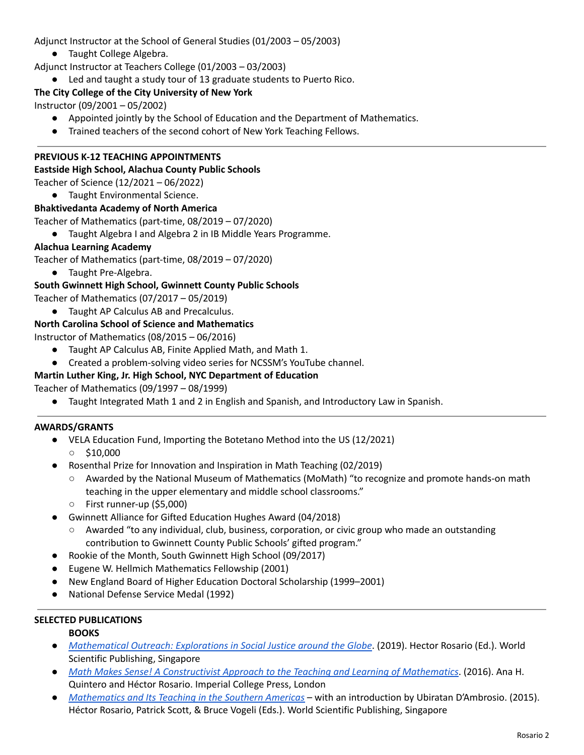Adjunct Instructor at the School of General Studies (01/2003 – 05/2003)

- Taught College Algebra.

Adjunct Instructor at Teachers College (01/2003 – 03/2003)

- Led and taught a study tour of 13 graduate students to Puerto Rico.

**The City College of the City University of New York**

Instructor (09/2001 – 05/2002)

- Appointed jointly by the School of Education and the Department of Mathematics.
- Trained teachers of the second cohort of New York Teaching Fellows.

---

## PREVIOUS K-12 TEACHING APPOINTMENTS

**Eastside High School, Alachua County Public Schools**

Teacher of Science (12/2021 – 06/2022)

- Taught Environmental Science.

**Bhaktivedanta Academy of North America**

Teacher of Mathematics (part-time, 08/2019 – 07/2020)

- Taught Algebra I and Algebra 2 in IB Middle Years Programme.

**Alachua Learning Academy**

Teacher of Mathematics (part-time, 08/2019 – 07/2020)

- Taught Pre-Algebra.

**South Gwinnett High School, Gwinnett County Public Schools**

Teacher of Mathematics (07/2017 – 05/2019)

- Taught AP Calculus AB and Precalculus.

**North Carolina School of Science and Mathematics**

Instructor of Mathematics (08/2015 – 06/2016)

- Taught AP Calculus AB, Finite Applied Math, and Math 1.
- Created a problem-solving video series for NCSSM's YouTube channel.

**Martin Luther King, Jr. High School, NYC Department of Education**

Teacher of Mathematics (09/1997 – 08/1999)

- Taught Integrated Math 1 and 2 in English and Spanish, and Introductory Law in Spanish.

---

## AWARDS/GRANTS

- VELA Education Fund, Importing the Botetano Method into the US (12/2021)
  - $10,000
- Rosenthal Prize for Innovation and Inspiration in Math Teaching (02/2019)
  - Awarded by the National Museum of Mathematics (MoMath) "to recognize and promote hands-on math teaching in the upper elementary and middle school classrooms."
  - First runner-up ($5,000)
- Gwinnett Alliance for Gifted Education Hughes Award (04/2018)
  - Awarded "to any individual, club, business, corporation, or civic group who made an outstanding contribution to Gwinnett County Public Schools' gifted program."
- Rookie of the Month, South Gwinnett High School (09/2017)
- Eugene W. Hellmich Mathematics Fellowship (2001)
- New England Board of Higher Education Doctoral Scholarship (1999–2001)
- National Defense Service Medal (1992)

---

## SELECTED PUBLICATIONS

### BOOKS

- *Mathematical Outreach: Explorations in Social Justice around the Globe*. (2019). Hector Rosario (Ed.). World Scientific Publishing, Singapore
- *Math Makes Sense! A Constructivist Approach to the Teaching and Learning of Mathematics*. (2016). Ana H. Quintero and Héctor Rosario. Imperial College Press, London
- *Mathematics and Its Teaching in the Southern Americas* – with an introduction by Ubiratan D'Ambrosio. (2015). Héctor Rosario, Patrick Scott, & Bruce Vogeli (Eds.). World Scientific Publishing, Singapore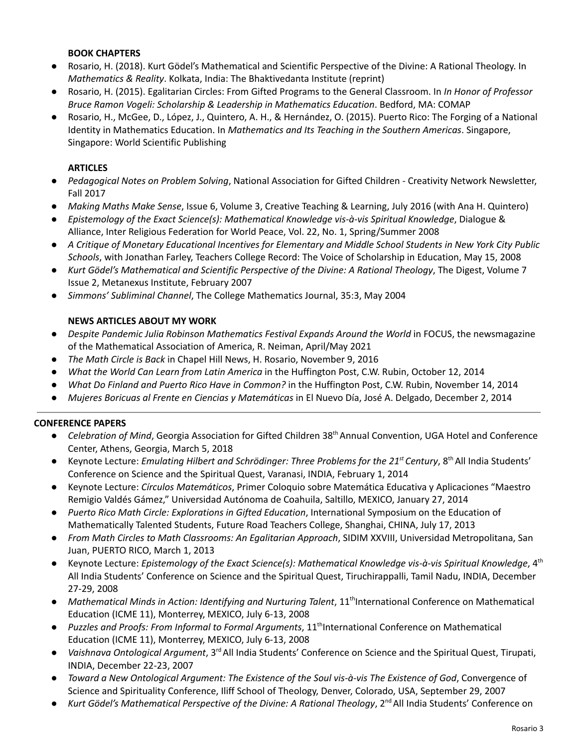### BOOK CHAPTERS

- Rosario, H. (2018). Kurt Gödel's Mathematical and Scientific Perspective of the Divine: A Rational Theology. In *Mathematics & Reality*. Kolkata, India: The Bhaktivedanta Institute (reprint)
- Rosario, H. (2015). Egalitarian Circles: From Gifted Programs to the General Classroom. In *In Honor of Professor Bruce Ramon Vogeli: Scholarship & Leadership in Mathematics Education*. Bedford, MA: COMAP
- Rosario, H., McGee, D., López, J., Quintero, A. H., & Hernández, O. (2015). Puerto Rico: The Forging of a National Identity in Mathematics Education. In *Mathematics and Its Teaching in the Southern Americas*. Singapore, Singapore: World Scientific Publishing

### ARTICLES

- *Pedagogical Notes on Problem Solving*, National Association for Gifted Children - Creativity Network Newsletter, Fall 2017
- *Making Maths Make Sense*, Issue 6, Volume 3, Creative Teaching & Learning, July 2016 (with Ana H. Quintero)
- *Epistemology of the Exact Science(s): Mathematical Knowledge vis-à-vis Spiritual Knowledge*, Dialogue & Alliance, Inter Religious Federation for World Peace, Vol. 22, No. 1, Spring/Summer 2008
- *A Critique of Monetary Educational Incentives for Elementary and Middle School Students in New York City Public Schools*, with Jonathan Farley, Teachers College Record: The Voice of Scholarship in Education, May 15, 2008
- *Kurt Gödel's Mathematical and Scientific Perspective of the Divine: A Rational Theology*, The Digest, Volume 7 Issue 2, Metanexus Institute, February 2007
- *Simmons' Subliminal Channel*, The College Mathematics Journal, 35:3, May 2004

### NEWS ARTICLES ABOUT MY WORK

- *Despite Pandemic Julia Robinson Mathematics Festival Expands Around the World* in FOCUS, the newsmagazine of the Mathematical Association of America, R. Neiman, April/May 2021
- *The Math Circle is Back* in Chapel Hill News, H. Rosario, November 9, 2016
- *What the World Can Learn from Latin America* in the Huffington Post, C.W. Rubin, October 12, 2014
- *What Do Finland and Puerto Rico Have in Common?* in the Huffington Post, C.W. Rubin, November 14, 2014
- *Mujeres Boricuas al Frente en Ciencias y Matemáticas* in El Nuevo Día, José A. Delgado, December 2, 2014

---

### CONFERENCE PAPERS

- *Celebration of Mind*, Georgia Association for Gifted Children 38th Annual Convention, UGA Hotel and Conference Center, Athens, Georgia, March 5, 2018
- Keynote Lecture: *Emulating Hilbert and Schrödinger: Three Problems for the 21st Century*, 8th All India Students' Conference on Science and the Spiritual Quest, Varanasi, INDIA, February 1, 2014
- Keynote Lecture: *Círculos Matemáticos*, Primer Coloquio sobre Matemática Educativa y Aplicaciones "Maestro Remigio Valdés Gámez," Universidad Autónoma de Coahuila, Saltillo, MEXICO, January 27, 2014
- *Puerto Rico Math Circle: Explorations in Gifted Education*, International Symposium on the Education of Mathematically Talented Students, Future Road Teachers College, Shanghai, CHINA, July 17, 2013
- *From Math Circles to Math Classrooms: An Egalitarian Approach*, SIDIM XXVIII, Universidad Metropolitana, San Juan, PUERTO RICO, March 1, 2013
- Keynote Lecture: *Epistemology of the Exact Science(s): Mathematical Knowledge vis-à-vis Spiritual Knowledge*, 4th All India Students' Conference on Science and the Spiritual Quest, Tiruchirappalli, Tamil Nadu, INDIA, December 27-29, 2008
- *Mathematical Minds in Action: Identifying and Nurturing Talent*, 11th International Conference on Mathematical Education (ICME 11), Monterrey, MEXICO, July 6-13, 2008
- *Puzzles and Proofs: From Informal to Formal Arguments*, 11th International Conference on Mathematical Education (ICME 11), Monterrey, MEXICO, July 6-13, 2008
- *Vaishnava Ontological Argument*, 3rd All India Students' Conference on Science and the Spiritual Quest, Tirupati, INDIA, December 22-23, 2007
- *Toward a New Ontological Argument: The Existence of the Soul vis-à-vis The Existence of God*, Convergence of Science and Spirituality Conference, Iliff School of Theology, Denver, Colorado, USA, September 29, 2007
- *Kurt Gödel's Mathematical Perspective of the Divine: A Rational Theology*, 2nd All India Students' Conference on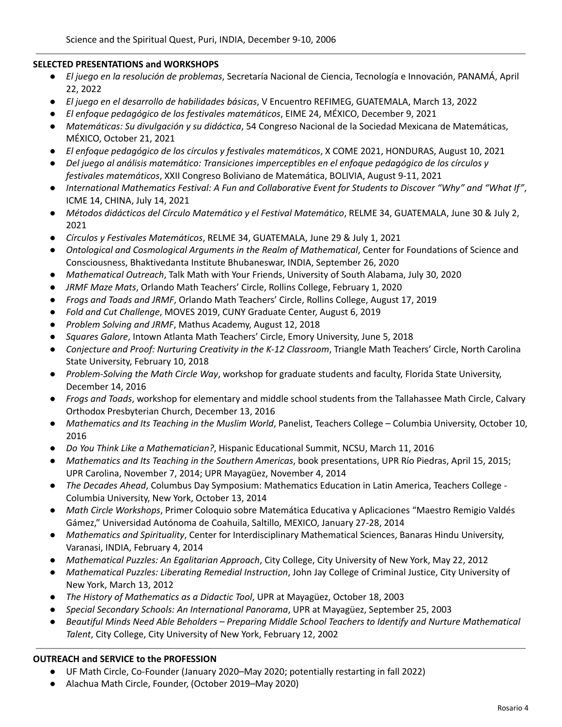Science and the Spiritual Quest, Puri, INDIA, December 9-10, 2006

**SELECTED PRESENTATIONS and WORKSHOPS**

- *El juego en la resolución de problemas*, Secretaría Nacional de Ciencia, Tecnología e Innovación, PANAMÁ, April 22, 2022
- *El juego en el desarrollo de habilidades básicas*, V Encuentro REFIMEG, GUATEMALA, March 13, 2022
- *El enfoque pedagógico de los festivales matemáticos*, EIME 24, MÉXICO, December 9, 2021
- *Matemáticas: Su divulgación y su didáctica*, 54 Congreso Nacional de la Sociedad Mexicana de Matemáticas, MÉXICO, October 21, 2021
- *El enfoque pedagógico de los círculos y festivales matemáticos*, X COME 2021, HONDURAS, August 10, 2021
- *Del juego al análisis matemático: Transiciones imperceptibles en el enfoque pedagógico de los círculos y festivales matemáticos*, XXII Congreso Boliviano de Matemática, BOLIVIA, August 9-11, 2021
- *International Mathematics Festival: A Fun and Collaborative Event for Students to Discover "Why" and "What If"*, ICME 14, CHINA, July 14, 2021
- *Métodos didácticos del Círculo Matemático y el Festival Matemático*, RELME 34, GUATEMALA, June 30 & July 2, 2021
- *Círculos y Festivales Matemáticos*, RELME 34, GUATEMALA, June 29 & July 1, 2021
- *Ontological and Cosmological Arguments in the Realm of Mathematical*, Center for Foundations of Science and Consciousness, Bhaktivedanta Institute Bhubaneswar, INDIA, September 26, 2020
- *Mathematical Outreach*, Talk Math with Your Friends, University of South Alabama, July 30, 2020
- *JRMF Maze Mats*, Orlando Math Teachers' Circle, Rollins College, February 1, 2020
- *Frogs and Toads and JRMF*, Orlando Math Teachers' Circle, Rollins College, August 17, 2019
- *Fold and Cut Challenge*, MOVES 2019, CUNY Graduate Center, August 6, 2019
- *Problem Solving and JRMF*, Mathus Academy, August 12, 2018
- *Squares Galore*, Intown Atlanta Math Teachers' Circle, Emory University, June 5, 2018
- *Conjecture and Proof: Nurturing Creativity in the K-12 Classroom*, Triangle Math Teachers' Circle, North Carolina State University, February 10, 2018
- *Problem-Solving the Math Circle Way*, workshop for graduate students and faculty, Florida State University, December 14, 2016
- *Frogs and Toads*, workshop for elementary and middle school students from the Tallahassee Math Circle, Calvary Orthodox Presbyterian Church, December 13, 2016
- *Mathematics and Its Teaching in the Muslim World*, Panelist, Teachers College – Columbia University, October 10, 2016
- *Do You Think Like a Mathematician?*, Hispanic Educational Summit, NCSU, March 11, 2016
- *Mathematics and Its Teaching in the Southern Americas*, book presentations, UPR Río Piedras, April 15, 2015; UPR Carolina, November 7, 2014; UPR Mayagüez, November 4, 2014
- *The Decades Ahead*, Columbus Day Symposium: Mathematics Education in Latin America, Teachers College - Columbia University, New York, October 13, 2014
- *Math Circle Workshops*, Primer Coloquio sobre Matemática Educativa y Aplicaciones "Maestro Remigio Valdés Gámez," Universidad Autónoma de Coahuila, Saltillo, MEXICO, January 27-28, 2014
- *Mathematics and Spirituality*, Center for Interdisciplinary Mathematical Sciences, Banaras Hindu University, Varanasi, INDIA, February 4, 2014
- *Mathematical Puzzles: An Egalitarian Approach*, City College, City University of New York, May 22, 2012
- *Mathematical Puzzles: Liberating Remedial Instruction*, John Jay College of Criminal Justice, City University of New York, March 13, 2012
- *The History of Mathematics as a Didactic Tool*, UPR at Mayagüez, October 18, 2003
- *Special Secondary Schools: An International Panorama*, UPR at Mayagüez, September 25, 2003
- *Beautiful Minds Need Able Beholders – Preparing Middle School Teachers to Identify and Nurture Mathematical Talent*, City College, City University of New York, February 12, 2002

**OUTREACH and SERVICE to the PROFESSION**

- UF Math Circle, Co-Founder (January 2020–May 2020; potentially restarting in fall 2022)
- Alachua Math Circle, Founder, (October 2019–May 2020)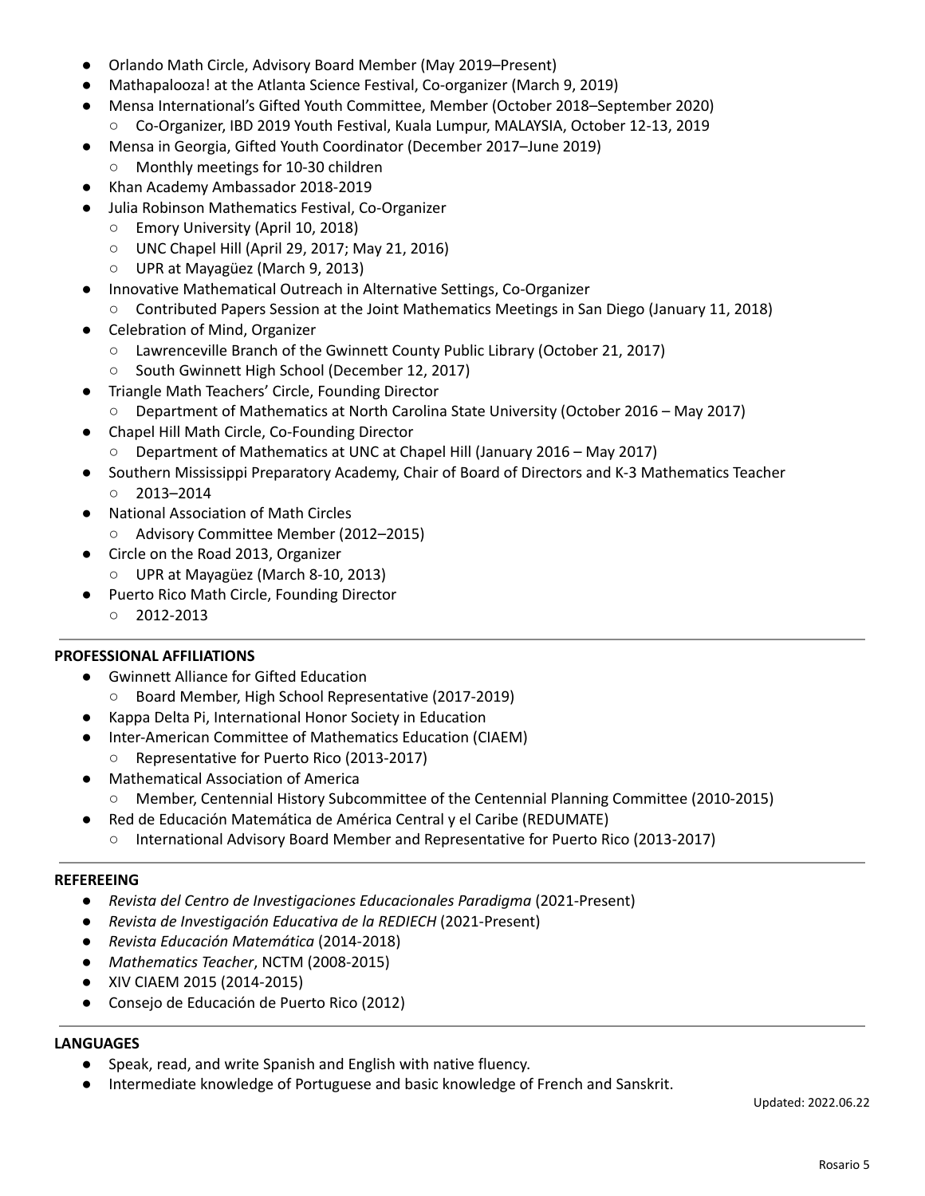- Orlando Math Circle, Advisory Board Member (May 2019–Present)
- Mathapalooza! at the Atlanta Science Festival, Co-organizer (March 9, 2019)
- Mensa International's Gifted Youth Committee, Member (October 2018–September 2020)
  - Co-Organizer, IBD 2019 Youth Festival, Kuala Lumpur, MALAYSIA, October 12-13, 2019
- Mensa in Georgia, Gifted Youth Coordinator (December 2017–June 2019)
  - Monthly meetings for 10-30 children
- Khan Academy Ambassador 2018-2019
- Julia Robinson Mathematics Festival, Co-Organizer
  - Emory University (April 10, 2018)
  - UNC Chapel Hill (April 29, 2017; May 21, 2016)
  - UPR at Mayagüez (March 9, 2013)
- Innovative Mathematical Outreach in Alternative Settings, Co-Organizer
  - Contributed Papers Session at the Joint Mathematics Meetings in San Diego (January 11, 2018)
- Celebration of Mind, Organizer
  - Lawrenceville Branch of the Gwinnett County Public Library (October 21, 2017)
  - South Gwinnett High School (December 12, 2017)
- Triangle Math Teachers' Circle, Founding Director
  - Department of Mathematics at North Carolina State University (October 2016 – May 2017)
- Chapel Hill Math Circle, Co-Founding Director
  - Department of Mathematics at UNC at Chapel Hill (January 2016 – May 2017)
- Southern Mississippi Preparatory Academy, Chair of Board of Directors and K-3 Mathematics Teacher
  - 2013–2014
- National Association of Math Circles
  - Advisory Committee Member (2012–2015)
- Circle on the Road 2013, Organizer
  - UPR at Mayagüez (March 8-10, 2013)
- Puerto Rico Math Circle, Founding Director
  - 2012-2013

---

**PROFESSIONAL AFFILIATIONS**

- Gwinnett Alliance for Gifted Education
  - Board Member, High School Representative (2017-2019)
- Kappa Delta Pi, International Honor Society in Education
- Inter-American Committee of Mathematics Education (CIAEM)
  - Representative for Puerto Rico (2013-2017)
- Mathematical Association of America
  - Member, Centennial History Subcommittee of the Centennial Planning Committee (2010-2015)
- Red de Educación Matemática de América Central y el Caribe (REDUMATE)
  - International Advisory Board Member and Representative for Puerto Rico (2013-2017)

---

**REFEREEING**

- *Revista del Centro de Investigaciones Educacionales Paradigma* (2021-Present)
- *Revista de Investigación Educativa de la REDIECH* (2021-Present)
- *Revista Educación Matemática* (2014-2018)
- *Mathematics Teacher*, NCTM (2008-2015)
- XIV CIAEM 2015 (2014-2015)
- Consejo de Educación de Puerto Rico (2012)

---

**LANGUAGES**

- Speak, read, and write Spanish and English with native fluency.
- Intermediate knowledge of Portuguese and basic knowledge of French and Sanskrit.

Updated: 2022.06.22